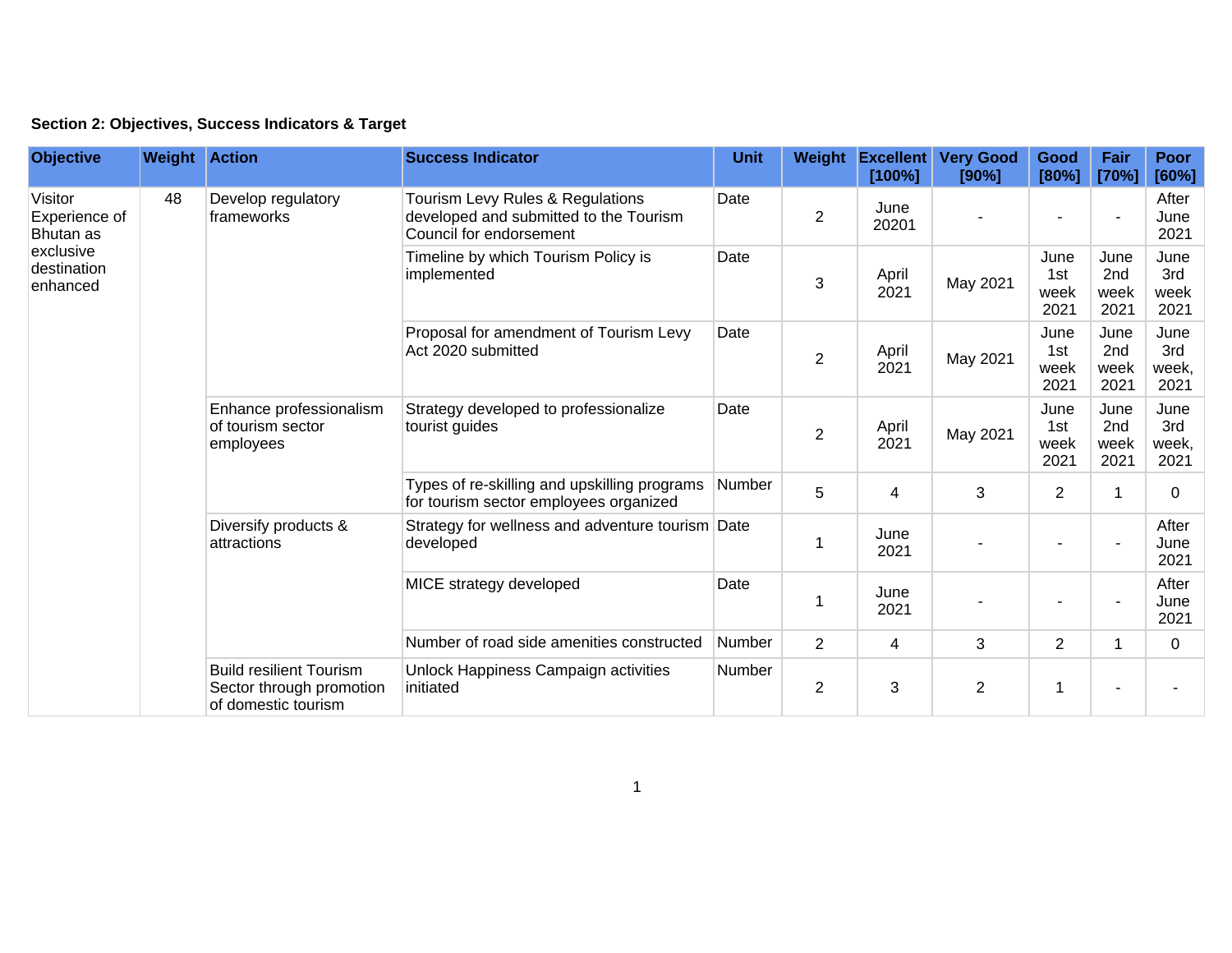**Section 2: Objectives, Success Indicators & Target**

| Objective | Weight | Action | Success Indicator | Unit | Weight | Excellent [100%] | Very Good [90%] | Good [80%] | Fair [70%] | Poor [60%] |
|---|---|---|---|---|---|---|---|---|---|---|
| Visitor Experience of Bhutan as exclusive destination enhanced | 48 | Develop regulatory frameworks | Tourism Levy Rules & Regulations developed and submitted to the Tourism Council for endorsement | Date | 2 | June 20201 | - | - | - | After June 2021 |
| | | | Timeline by which Tourism Policy is implemented | Date | 3 | April 2021 | May 2021 | June 1st week 2021 | June 2nd week 2021 | June 3rd week 2021 |
| | | | Proposal for amendment of Tourism Levy Act 2020 submitted | Date | 2 | April 2021 | May 2021 | June 1st week 2021 | June 2nd week 2021 | June 3rd week, 2021 |
| | | Enhance professionalism of tourism sector employees | Strategy developed to professionalize tourist guides | Date | 2 | April 2021 | May 2021 | June 1st week 2021 | June 2nd week 2021 | June 3rd week, 2021 |
| | | | Types of re-skilling and upskilling programs for tourism sector employees organized | Number | 5 | 4 | 3 | 2 | 1 | 0 |
| | | Diversify products & attractions | Strategy for wellness and adventure tourism developed | Date | 1 | June 2021 | - | - | - | After June 2021 |
| | | | MICE strategy developed | Date | 1 | June 2021 | - | - | - | After June 2021 |
| | | | Number of road side amenities constructed | Number | 2 | 4 | 3 | 2 | 1 | 0 |
| | | Build resilient Tourism Sector through promotion of domestic tourism | Unlock Happiness Campaign activities initiated | Number | 2 | 3 | 2 | 1 | - | - |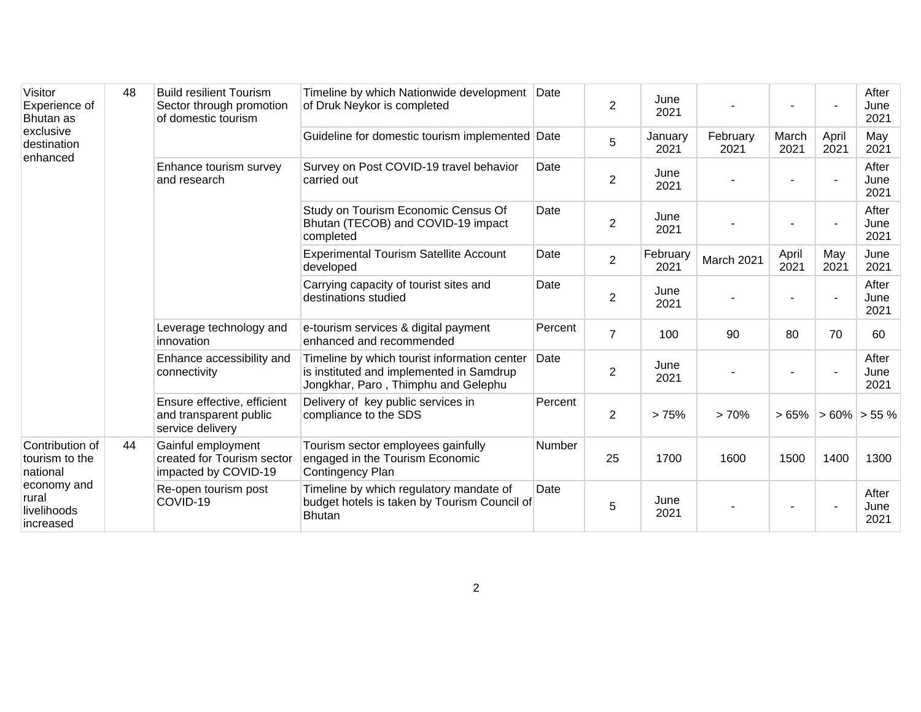| | | | | | | | | | | |
|---|---|---|---|---|---|---|---|---|---|---|
| Visitor Experience of Bhutan as exclusive destination enhanced | 48 | Build resilient Tourism Sector through promotion of domestic tourism | Timeline by which Nationwide development of Druk Neykor is completed | Date | 2 | June 2021 | - | - | - | After June 2021 |
| | | | Guideline for domestic tourism implemented | Date | 5 | January 2021 | February 2021 | March 2021 | April 2021 | May 2021 |
| | | Enhance tourism survey and research | Survey on Post COVID-19 travel behavior carried out | Date | 2 | June 2021 | - | - | - | After June 2021 |
| | | | Study on Tourism Economic Census Of Bhutan (TECOB) and COVID-19 impact completed | Date | 2 | June 2021 | - | - | - | After June 2021 |
| | | | Experimental Tourism Satellite Account developed | Date | 2 | February 2021 | March 2021 | April 2021 | May 2021 | June 2021 |
| | | | Carrying capacity of tourist sites and destinations studied | Date | 2 | June 2021 | - | - | - | After June 2021 |
| | | Leverage technology and innovation | e-tourism services & digital payment enhanced and recommended | Percent | 7 | 100 | 90 | 80 | 70 | 60 |
| | | Enhance accessibility and connectivity | Timeline by which tourist information center is instituted and implemented in Samdrup Jongkhar, Paro , Thimphu and Gelephu | Date | 2 | June 2021 | - | - | - | After June 2021 |
| | | Ensure effective, efficient and transparent public service delivery | Delivery of key public services in compliance to the SDS | Percent | 2 | > 75% | > 70% | > 65% | > 60% | > 55 % |
| Contribution of tourism to the national economy and rural livelihoods increased | 44 | Gainful employment created for Tourism sector impacted by COVID-19 | Tourism sector employees gainfully engaged in the Tourism Economic Contingency Plan | Number | 25 | 1700 | 1600 | 1500 | 1400 | 1300 |
| | | Re-open tourism post COVID-19 | Timeline by which regulatory mandate of budget hotels is taken by Tourism Council of Bhutan | Date | 5 | June 2021 | - | - | - | After June 2021 |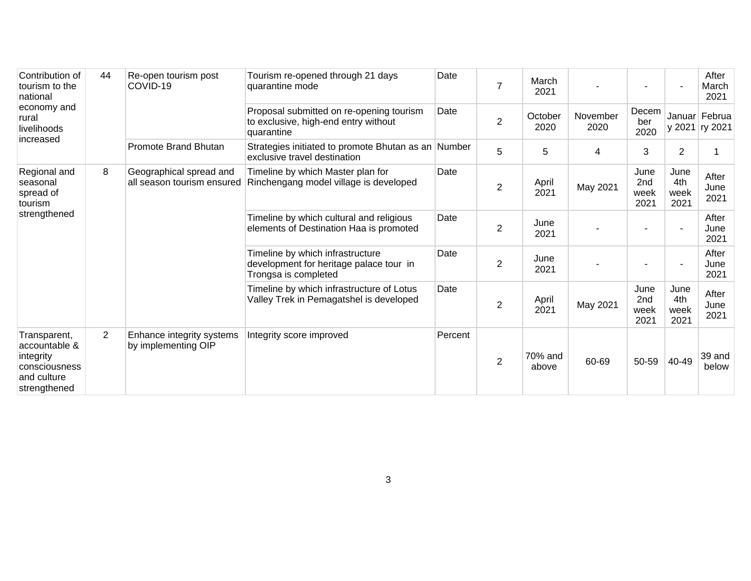| | | | | | | | | | | |
|---|---|---|---|---|---|---|---|---|---|---|
| Contribution of tourism to the national economy and rural livelihoods increased | 44 | Re-open tourism post COVID-19 | Tourism re-opened through 21 days quarantine mode | Date | 7 | March 2021 | - | - | - | After March 2021 |
| | | | Proposal submitted on re-opening tourism to exclusive, high-end entry without quarantine | Date | 2 | October 2020 | November 2020 | December 2020 | January 2021 | February 2021 |
| | | Promote Brand Bhutan | Strategies initiated to promote Bhutan as an exclusive travel destination | Number | 5 | 5 | 4 | 3 | 2 | 1 |
| Regional and seasonal spread of tourism strengthened | 8 | Geographical spread and all season tourism ensured | Timeline by which Master plan for Rinchengang model village is developed | Date | 2 | April 2021 | May 2021 | June 2nd week 2021 | June 4th week 2021 | After June 2021 |
| | | | Timeline by which cultural and religious elements of Destination Haa is promoted | Date | 2 | June 2021 | - | - | - | After June 2021 |
| | | | Timeline by which infrastructure development for heritage palace tour in Trongsa is completed | Date | 2 | June 2021 | - | - | - | After June 2021 |
| | | | Timeline by which infrastructure of Lotus Valley Trek in Pemagatshel is developed | Date | 2 | April 2021 | May 2021 | June 2nd week 2021 | June 4th week 2021 | After June 2021 |
| Transparent, accountable & integrity consciousness and culture strengthened | 2 | Enhance integrity systems by implementing OIP | Integrity score improved | Percent | 2 | 70% and above | 60-69 | 50-59 | 40-49 | 39 and below |